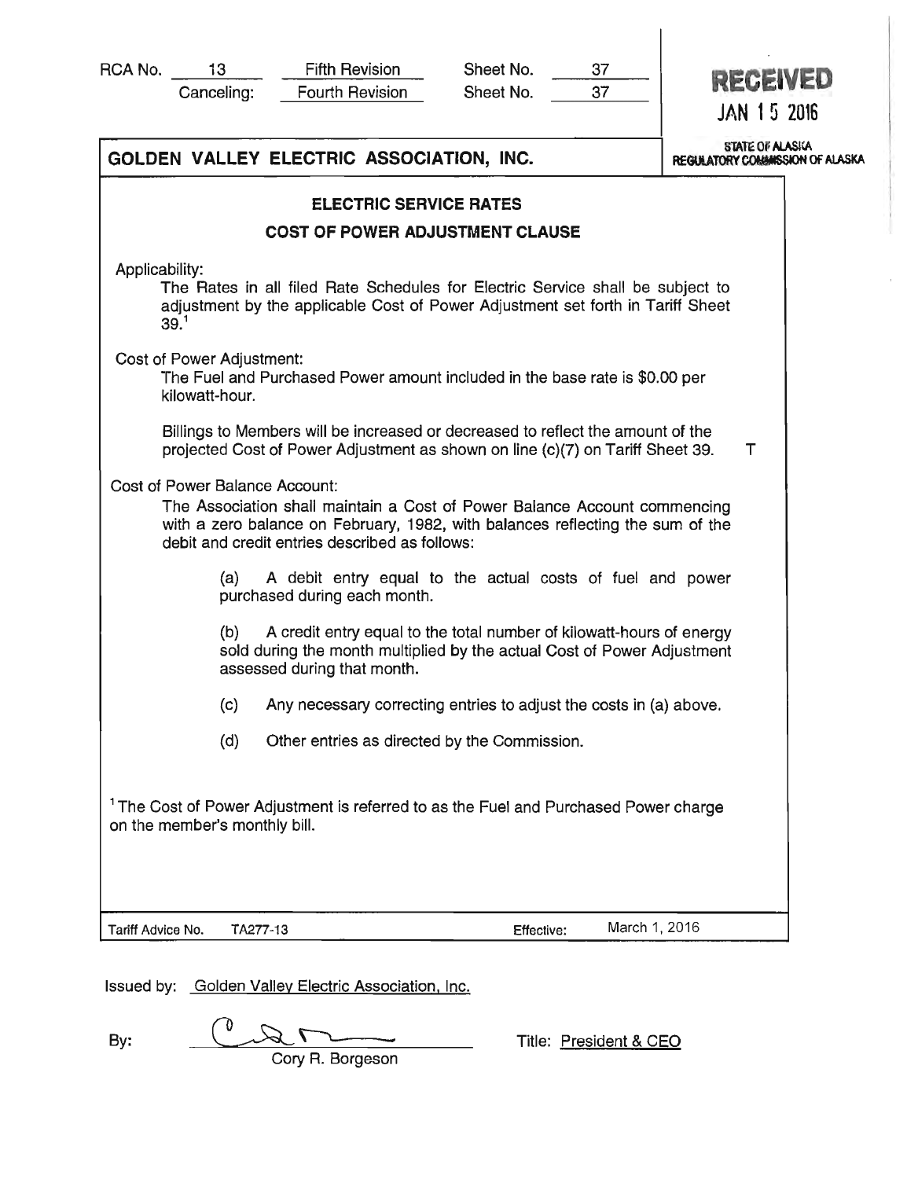RCA No. 13 Fifth Revision Sheet No. 37
Canceling: Fourth Revision Sheet No. 37

RECEIVED
JAN 15 2016
STATE OF ALASKA
REGULATORY COMMISSION OF ALASKA

# GOLDEN VALLEY ELECTRIC ASSOCIATION, INC.

## ELECTRIC SERVICE RATES

## COST OF POWER ADJUSTMENT CLAUSE

Applicability:

The Rates in all filed Rate Schedules for Electric Service shall be subject to adjustment by the applicable Cost of Power Adjustment set forth in Tariff Sheet 39.[1]

Cost of Power Adjustment:

The Fuel and Purchased Power amount included in the base rate is $0.00 per kilowatt-hour.

Billings to Members will be increased or decreased to reflect the amount of the projected Cost of Power Adjustment as shown on line (c)(7) on Tariff Sheet 39. T

Cost of Power Balance Account:

The Association shall maintain a Cost of Power Balance Account commencing with a zero balance on February, 1982, with balances reflecting the sum of the debit and credit entries described as follows:

(a) A debit entry equal to the actual costs of fuel and power purchased during each month.

(b) A credit entry equal to the total number of kilowatt-hours of energy sold during the month multiplied by the actual Cost of Power Adjustment assessed during that month.

(c) Any necessary correcting entries to adjust the costs in (a) above.

(d) Other entries as directed by the Commission.

[1] The Cost of Power Adjustment is referred to as the Fuel and Purchased Power charge on the member's monthly bill.

Tariff Advice No. TA277-13 Effective: March 1, 2016

Issued by: Golden Valley Electric Association, Inc.

By: Cory R. Borgeson Title: President & CEO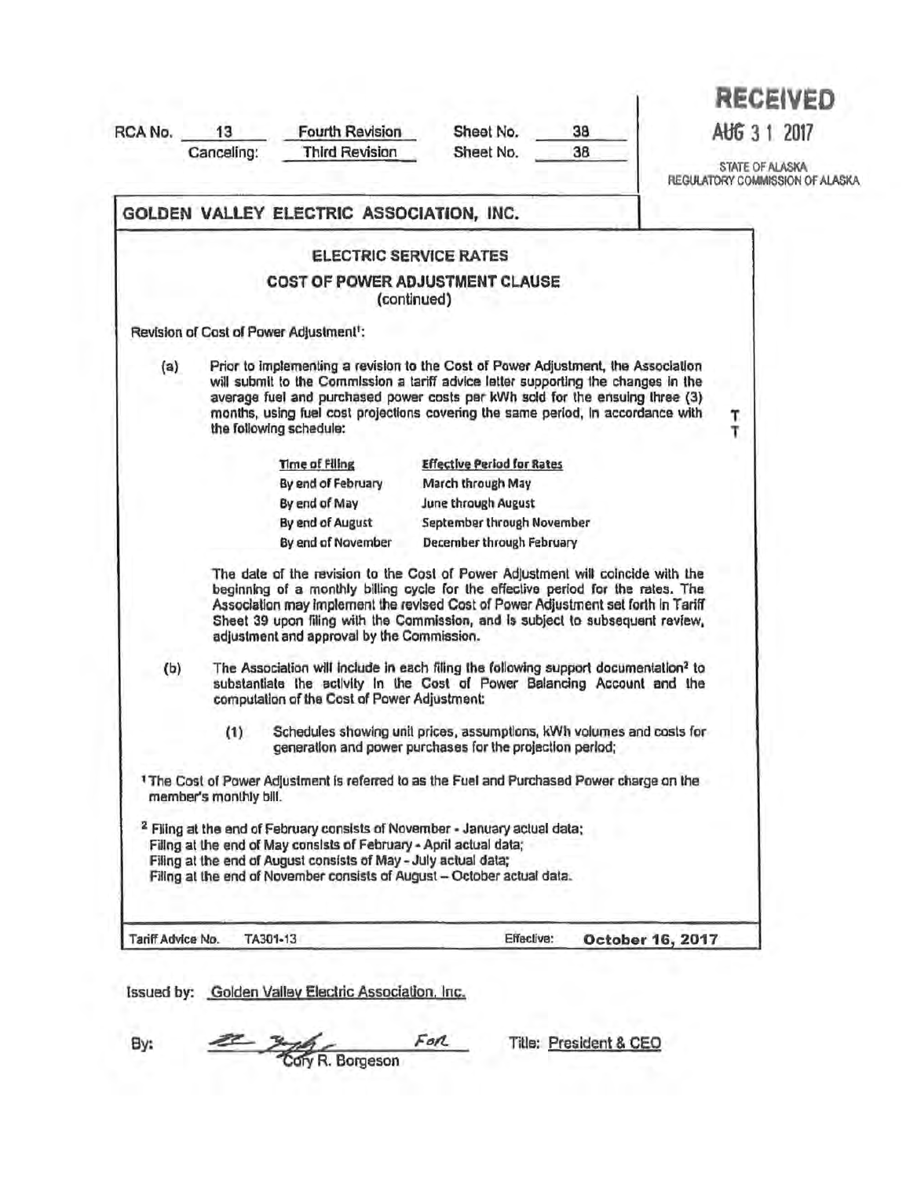RCA No. 13 Fourth Revision Sheet No. 38
Canceling: Third Revision Sheet No. 38

**RECEIVED**
AUG 3 1 2017
STATE OF ALASKA
REGULATORY COMMISSION OF ALASKA

## GOLDEN VALLEY ELECTRIC ASSOCIATION, INC.

### ELECTRIC SERVICE RATES

### COST OF POWER ADJUSTMENT CLAUSE
(continued)

Revision of Cost of Power Adjustment[1]:

(a) Prior to implementing a revision to the Cost of Power Adjustment, the Association will submit to the Commission a tariff advice letter supporting the changes in the average fuel and purchased power costs per kWh sold for the ensuing three (3) months, using fuel cost projections covering the same period, in accordance with the following schedule: T T

| Time of Filing | Effective Period for Rates |
|---|---|
| By end of February | March through May |
| By end of May | June through August |
| By end of August | September through November |
| By end of November | December through February |

The date of the revision to the Cost of Power Adjustment will coincide with the beginning of a monthly billing cycle for the effective period for the rates. The Association may implement the revised Cost of Power Adjustment set forth in Tariff Sheet 39 upon filing with the Commission, and is subject to subsequent review, adjustment and approval by the Commission.

(b) The Association will include in each filing the following support documentation[2] to substantiate the activity in the Cost of Power Balancing Account and the computation of the Cost of Power Adjustment:

(1) Schedules showing unit prices, assumptions, kWh volumes and costs for generation and power purchases for the projection period;

[1] The Cost of Power Adjustment is referred to as the Fuel and Purchased Power charge on the member's monthly bill.

[2] Filing at the end of February consists of November - January actual data;
Filing at the end of May consists of February - April actual data;
Filing at the end of August consists of May - July actual data;
Filing at the end of November consists of August – October actual data.

Tariff Advice No. TA301-13 Effective: **October 16, 2017**

Issued by: Golden Valley Electric Association, Inc.

By: Cory R. Borgeson For Title: President & CEO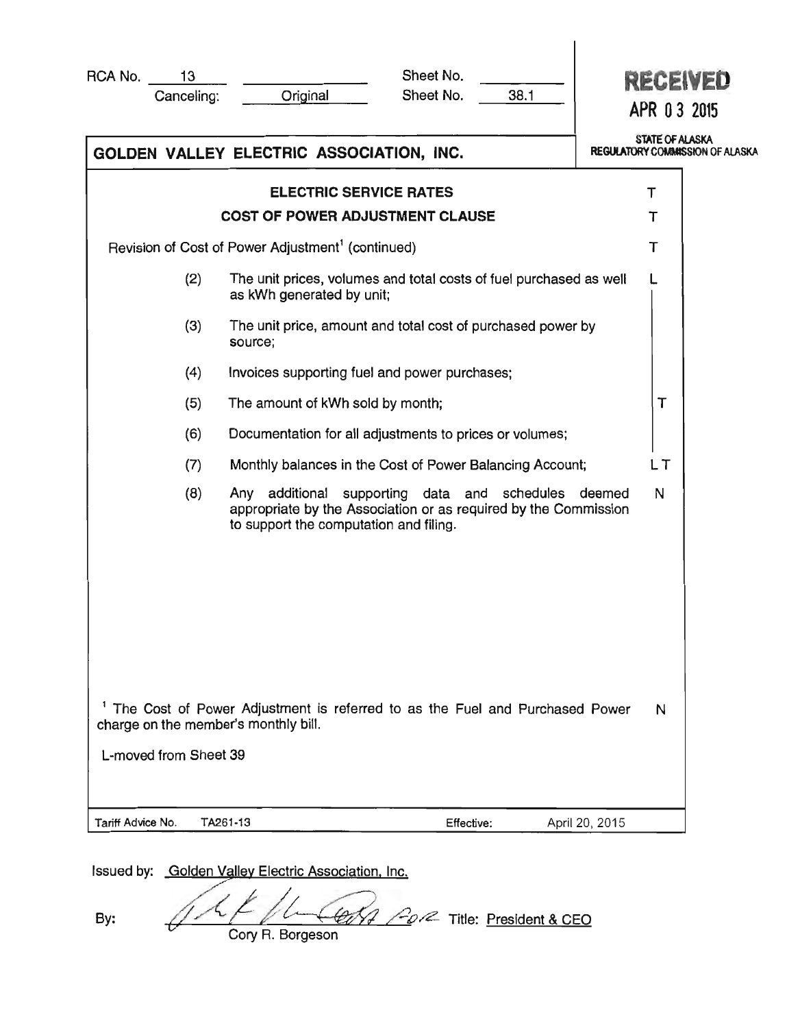RCA No. 13 | Sheet No. ______
Canceling: Original | Sheet No. 38.1

**RECEIVED**
APR 03 2015
STATE OF ALASKA
REGULATORY COMMISSION OF ALASKA

## GOLDEN VALLEY ELECTRIC ASSOCIATION, INC.

### ELECTRIC SERVICE RATES T
### COST OF POWER ADJUSTMENT CLAUSE T

Revision of Cost of Power Adjustment[1] (continued) T

(2) The unit prices, volumes and total costs of fuel purchased as well as kWh generated by unit; L

(3) The unit price, amount and total cost of purchased power by source;

(4) Invoices supporting fuel and power purchases;

(5) The amount of kWh sold by month; T

(6) Documentation for all adjustments to prices or volumes;

(7) Monthly balances in the Cost of Power Balancing Account; L T

(8) Any additional supporting data and schedules deemed appropriate by the Association or as required by the Commission to support the computation and filing. N

[1] The Cost of Power Adjustment is referred to as the Fuel and Purchased Power charge on the member's monthly bill. N

L-moved from Sheet 39

Tariff Advice No. TA261-13 | Effective: April 20, 2015

Issued by: Golden Valley Electric Association, Inc.

By: Cory R. Borgeson FOR Title: President & CEO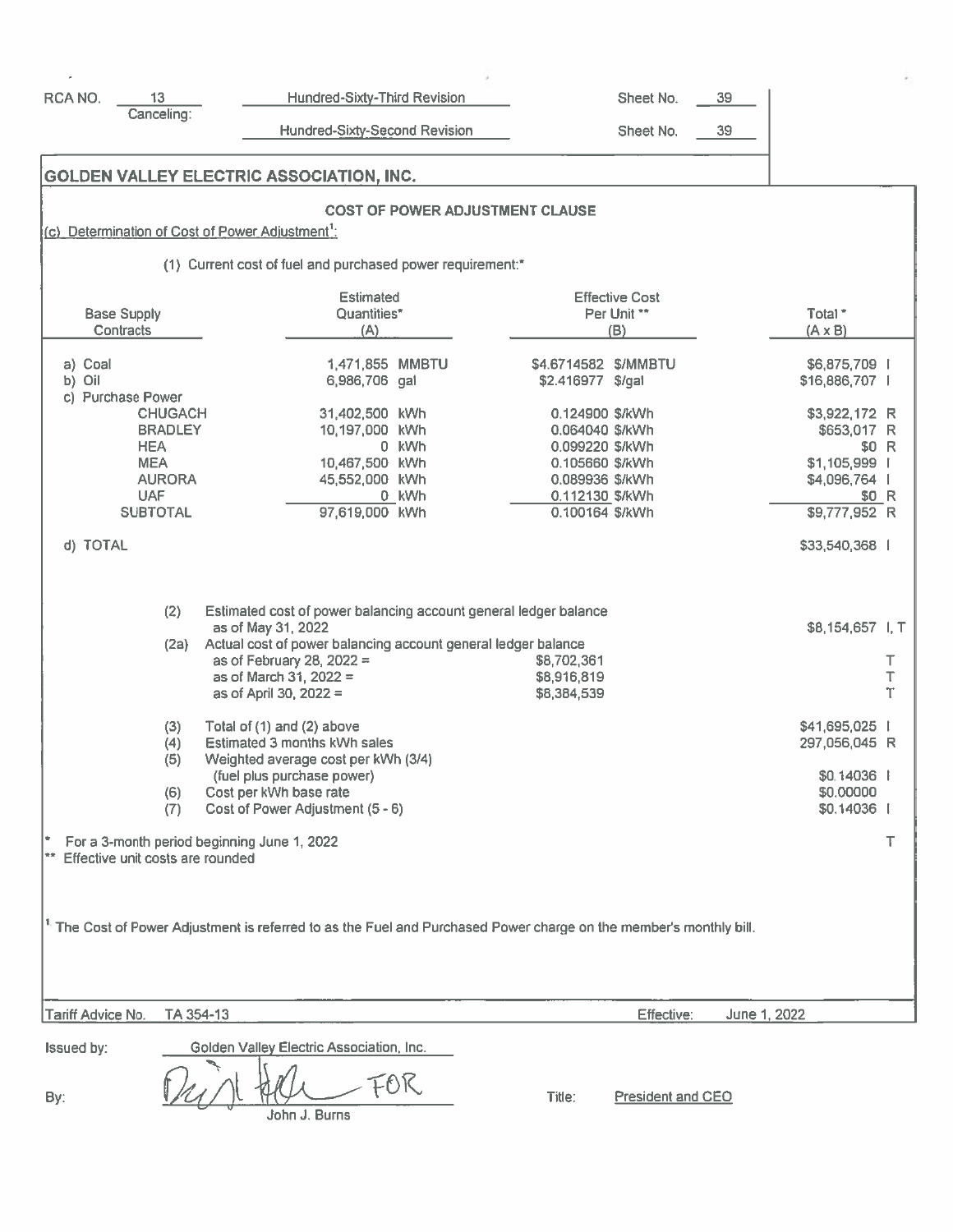RCA NO. 13 — Hundred-Sixty-Third Revision — Sheet No. 39

Canceling: Hundred-Sixty-Second Revision — Sheet No. 39

## GOLDEN VALLEY ELECTRIC ASSOCIATION, INC.

### COST OF POWER ADJUSTMENT CLAUSE

(c) Determination of Cost of Power Adjustment[1]:

(1) Current cost of fuel and purchased power requirement:*

| Base Supply Contracts | Estimated Quantities* (A) | Effective Cost Per Unit ** (B) | Total * (A x B) | |
|---|---|---|---|---|
| a) Coal | 1,471,855 MMBTU | \$4.6714582 \$/MMBTU | \$6,875,709 | I |
| b) Oil | 6,986,706 gal | \$2.416977 \$/gal | \$16,886,707 | I |
| c) Purchase Power | | | | |
| CHUGACH | 31,402,500 kWh | 0.124900 \$/kWh | \$3,922,172 | R |
| BRADLEY | 10,197,000 kWh | 0.064040 \$/kWh | \$653,017 | R |
| HEA | 0 kWh | 0.099220 \$/kWh | \$0 | R |
| MEA | 10,467,500 kWh | 0.105660 \$/kWh | \$1,105,999 | I |
| AURORA | 45,552,000 kWh | 0.089936 \$/kWh | \$4,096,764 | I |
| UAF | 0 kWh | 0.112130 \$/kWh | \$0 | R |
| SUBTOTAL | 97,619,000 kWh | 0.100164 \$/kWh | \$9,777,952 | R |
| d) TOTAL | | | \$33,540,368 | I |

| | | | | |
|---|---|---|---|---|
| (2) | Estimated cost of power balancing account general ledger balance as of May 31, 2022 | | \$8,154,657 | I, T |
| (2a) | Actual cost of power balancing account general ledger balance | | | |
| | as of February 28, 2022 = | \$8,702,361 | | T |
| | as of March 31, 2022 = | \$8,916,819 | | T |
| | as of April 30, 2022 = | \$8,384,539 | | T |
| (3) | Total of (1) and (2) above | | \$41,695,025 | I |
| (4) | Estimated 3 months kWh sales | | 297,056,045 | R |
| (5) | Weighted average cost per kWh (3/4) (fuel plus purchase power) | | \$0.14036 | I |
| (6) | Cost per kWh base rate | | \$0.00000 | |
| (7) | Cost of Power Adjustment (5 - 6) | | \$0.14036 | I |

\* For a 3-month period beginning June 1, 2022 — T

\*\* Effective unit costs are rounded

[1] The Cost of Power Adjustment is referred to as the Fuel and Purchased Power charge on the member's monthly bill.

Tariff Advice No. TA 354-13 — Effective: June 1, 2022

Issued by: Golden Valley Electric Association, Inc.

By: FOR John J. Burns — Title: President and CEO